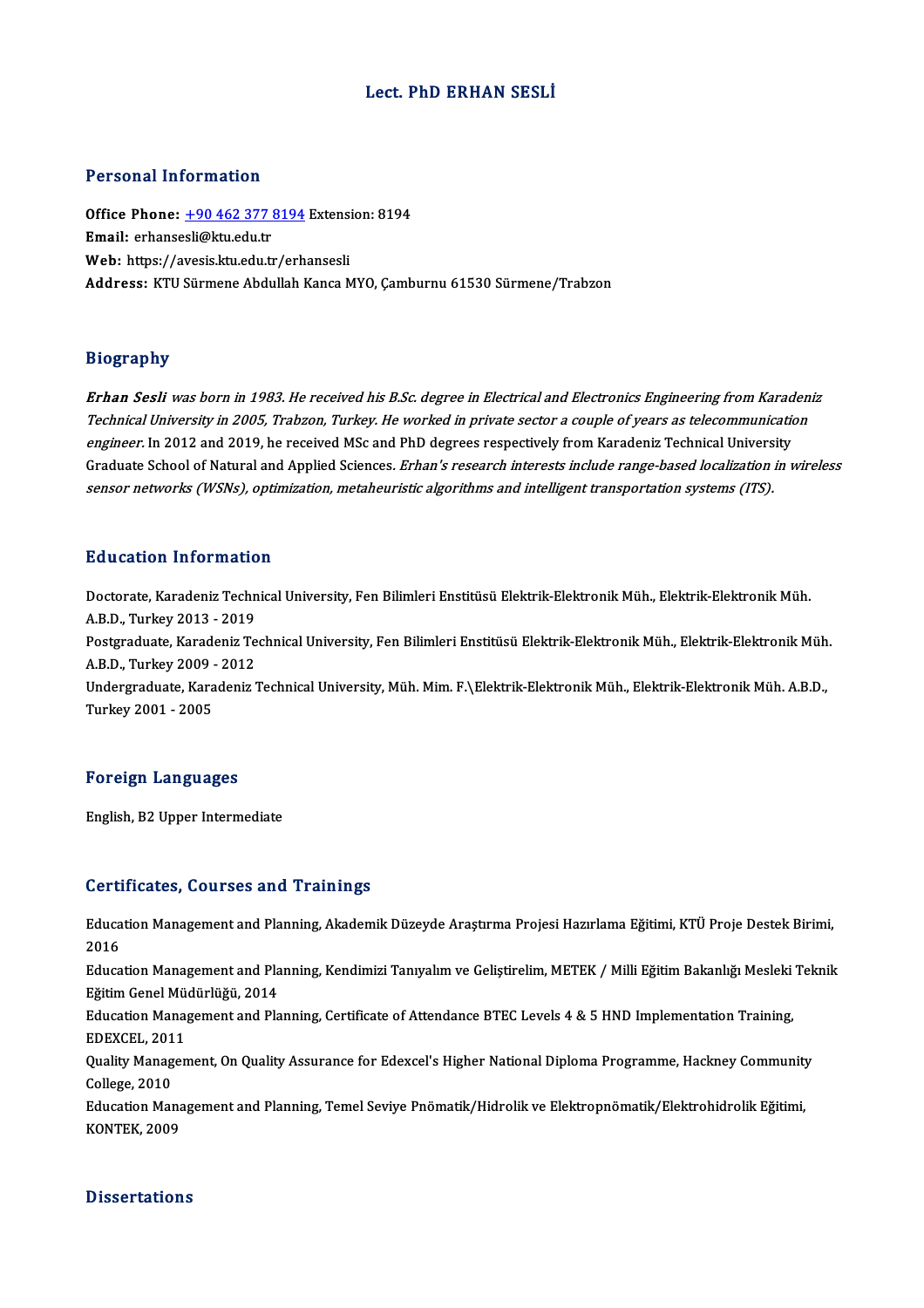# Lect. PhD ERHAN SESLİ

## Personal Information

**Office Phone:** +90 462 377 8194 Extension: 8194
**Email:** erhansesli@ktu.edu.tr
**Web:** https://avesis.ktu.edu.tr/erhansesli
**Address:** KTU Sürmene Abdullah Kanca MYO, Çamburnu 61530 Sürmene/Trabzon

## Biography

*Erhan Sesli was born in 1983. He received his B.Sc. degree in Electrical and Electronics Engineering from Karadeniz Technical University in 2005, Trabzon, Turkey. He worked in private sector a couple of years as telecommunication engineer.* In 2012 and 2019, he received MSc and PhD degrees respectively from Karadeniz Technical University Graduate School of Natural and Applied Sciences. *Erhan's research interests include range-based localization in wireless sensor networks (WSNs), optimization, metaheuristic algorithms and intelligent transportation systems (ITS).*

## Education Information

Doctorate, Karadeniz Technical University, Fen Bilimleri Enstitüsü Elektrik-Elektronik Müh., Elektrik-Elektronik Müh. A.B.D., Turkey 2013 - 2019
Postgraduate, Karadeniz Technical University, Fen Bilimleri Enstitüsü Elektrik-Elektronik Müh., Elektrik-Elektronik Müh. A.B.D., Turkey 2009 - 2012
Undergraduate, Karadeniz Technical University, Müh. Mim. F.\Elektrik-Elektronik Müh., Elektrik-Elektronik Müh. A.B.D., Turkey 2001 - 2005

## Foreign Languages

English, B2 Upper Intermediate

## Certificates, Courses and Trainings

Education Management and Planning, Akademik Düzeyde Araştırma Projesi Hazırlama Eğitimi, KTÜ Proje Destek Birimi, 2016
Education Management and Planning, Kendimizi Tanıyalım ve Geliştirelim, METEK / Milli Eğitim Bakanlığı Mesleki Teknik Eğitim Genel Müdürlüğü, 2014
Education Management and Planning, Certificate of Attendance BTEC Levels 4 & 5 HND Implementation Training, EDEXCEL, 2011
Quality Management, On Quality Assurance for Edexcel's Higher National Diploma Programme, Hackney Community College, 2010
Education Management and Planning, Temel Seviye Pnömatik/Hidrolik ve Elektropnömatik/Elektrohidrolik Eğitimi, KONTEK, 2009

## Dissertations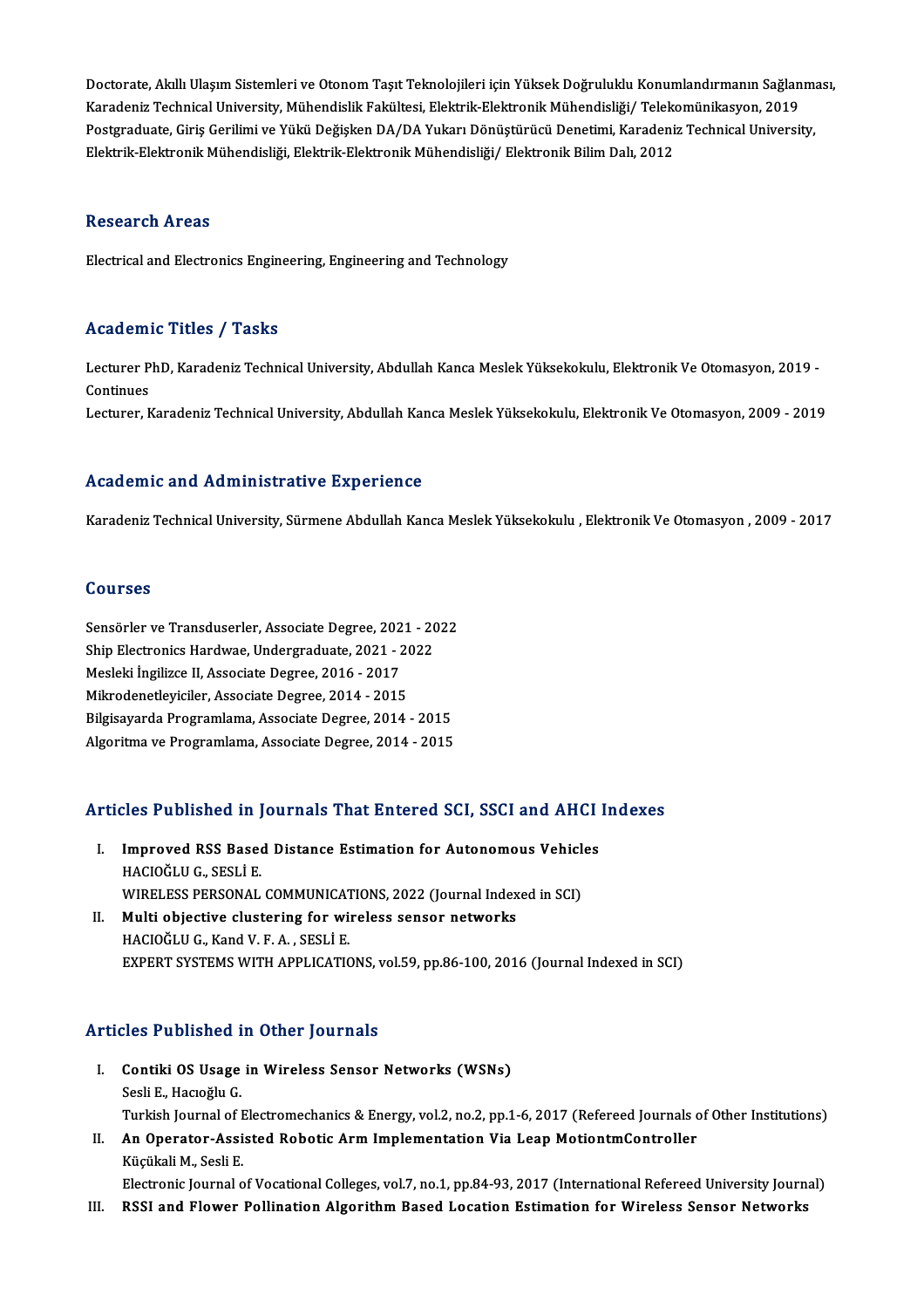Doctorate, Akıllı Ulaşım Sistemleri ve Otonom Taşıt Teknolojileri için Yüksek Doğruluklu Konumlandırmanın Sağlanması, Karadeniz Technical University, Mühendislik Fakültesi, Elektrik-Elektronik Mühendisliği/ Telekomünikasyon, 2019

Postgraduate, Giriş Gerilimi ve Yükü Değişken DA/DA Yukarı Dönüştürücü Denetimi, Karadeniz Technical University, Elektrik-Elektronik Mühendisliği, Elektrik-Elektronik Mühendisliği/ Elektronik Bilim Dalı, 2012

## Research Areas

Electrical and Electronics Engineering, Engineering and Technology

## Academic Titles / Tasks

Lecturer PhD, Karadeniz Technical University, Abdullah Kanca Meslek Yüksekokulu, Elektronik Ve Otomasyon, 2019 - Continues

Lecturer, Karadeniz Technical University, Abdullah Kanca Meslek Yüksekokulu, Elektronik Ve Otomasyon, 2009 - 2019

## Academic and Administrative Experience

Karadeniz Technical University, Sürmene Abdullah Kanca Meslek Yüksekokulu , Elektronik Ve Otomasyon , 2009 - 2017

## Courses

Sensörler ve Transduserler, Associate Degree, 2021 - 2022
Ship Electronics Hardwae, Undergraduate, 2021 - 2022
Mesleki İngilizce II, Associate Degree, 2016 - 2017
Mikrodenetleyiciler, Associate Degree, 2014 - 2015
Bilgisayarda Programlama, Associate Degree, 2014 - 2015
Algoritma ve Programlama, Associate Degree, 2014 - 2015

## Articles Published in Journals That Entered SCI, SSCI and AHCI Indexes

I. **Improved RSS Based Distance Estimation for Autonomous Vehicles**
HACIOĞLU G., SESLİ E.
WIRELESS PERSONAL COMMUNICATIONS, 2022 (Journal Indexed in SCI)

II. **Multi objective clustering for wireless sensor networks**
HACIOĞLU G., Kand V. F. A. , SESLİ E.
EXPERT SYSTEMS WITH APPLICATIONS, vol.59, pp.86-100, 2016 (Journal Indexed in SCI)

## Articles Published in Other Journals

I. **Contiki OS Usage in Wireless Sensor Networks (WSNs)**
Sesli E., Hacıoğlu G.
Turkish Journal of Electromechanics & Energy, vol.2, no.2, pp.1-6, 2017 (Refereed Journals of Other Institutions)

II. **An Operator-Assisted Robotic Arm Implementation Via Leap MotiontmController**
Küçükali M., Sesli E.
Electronic Journal of Vocational Colleges, vol.7, no.1, pp.84-93, 2017 (International Refereed University Journal)

III. **RSSI and Flower Pollination Algorithm Based Location Estimation for Wireless Sensor Networks**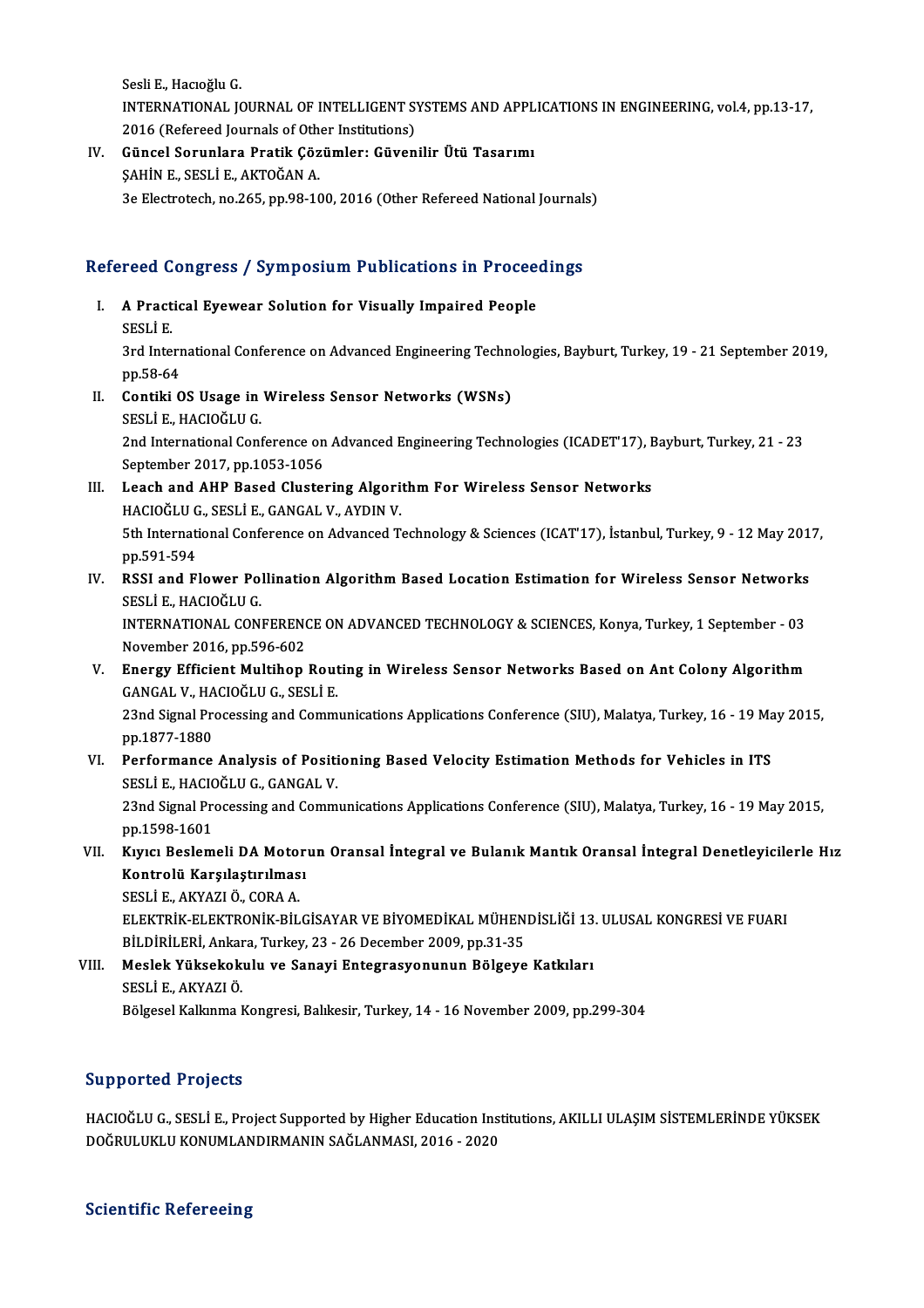Sesli E., Hacıoğlu G.
INTERNATIONAL JOURNAL OF INTELLIGENT SYSTEMS AND APPLICATIONS IN ENGINEERING, vol.4, pp.13-17, 2016 (Refereed Journals of Other Institutions)

IV. **Güncel Sorunlara Pratik Çözümler: Güvenilir Ütü Tasarımı**
ŞAHİN E., SESLİ E., AKTOĞAN A.
3e Electrotech, no.265, pp.98-100, 2016 (Other Refereed National Journals)

## Refereed Congress / Symposium Publications in Proceedings

I. **A Practical Eyewear Solution for Visually Impaired People**
SESLİ E.
3rd International Conference on Advanced Engineering Technologies, Bayburt, Turkey, 19 - 21 September 2019, pp.58-64

II. **Contiki OS Usage in Wireless Sensor Networks (WSNs)**
SESLİ E., HACIOĞLU G.
2nd International Conference on Advanced Engineering Technologies (ICADET'17), Bayburt, Turkey, 21 - 23 September 2017, pp.1053-1056

III. **Leach and AHP Based Clustering Algorithm For Wireless Sensor Networks**
HACIOĞLU G., SESLİ E., GANGAL V., AYDIN V.
5th International Conference on Advanced Technology & Sciences (ICAT'17), İstanbul, Turkey, 9 - 12 May 2017, pp.591-594

IV. **RSSI and Flower Pollination Algorithm Based Location Estimation for Wireless Sensor Networks**
SESLİ E., HACIOĞLU G.
INTERNATIONAL CONFERENCE ON ADVANCED TECHNOLOGY & SCIENCES, Konya, Turkey, 1 September - 03 November 2016, pp.596-602

V. **Energy Efficient Multihop Routing in Wireless Sensor Networks Based on Ant Colony Algorithm**
GANGAL V., HACIOĞLU G., SESLİ E.
23nd Signal Processing and Communications Applications Conference (SIU), Malatya, Turkey, 16 - 19 May 2015, pp.1877-1880

VI. **Performance Analysis of Positioning Based Velocity Estimation Methods for Vehicles in ITS**
SESLİ E., HACIOĞLU G., GANGAL V.
23nd Signal Processing and Communications Applications Conference (SIU), Malatya, Turkey, 16 - 19 May 2015, pp.1598-1601

VII. **Kıyıcı Beslemeli DA Motorun Oransal İntegral ve Bulanık Mantık Oransal İntegral Denetleyicilerle Hız Kontrolü Karşılaştırılması**
SESLİ E., AKYAZI Ö., CORA A.
ELEKTRİK-ELEKTRONİK-BİLGİSAYAR VE BİYOMEDİKAL MÜHENDİSLİĞİ 13. ULUSAL KONGRESİ VE FUARI BİLDİRİLERİ, Ankara, Turkey, 23 - 26 December 2009, pp.31-35

VIII. **Meslek Yüksekokulu ve Sanayi Entegrasyonunun Bölgeye Katkıları**
SESLİ E., AKYAZI Ö.
Bölgesel Kalkınma Kongresi, Balıkesir, Turkey, 14 - 16 November 2009, pp.299-304

## Supported Projects

HACIOĞLU G., SESLİ E., Project Supported by Higher Education Institutions, AKILLI ULAŞIM SİSTEMLERİNDE YÜKSEK DOĞRULUKLU KONUMLANDIRMANIN SAĞLANMASI, 2016 - 2020

## Scientific Refereeing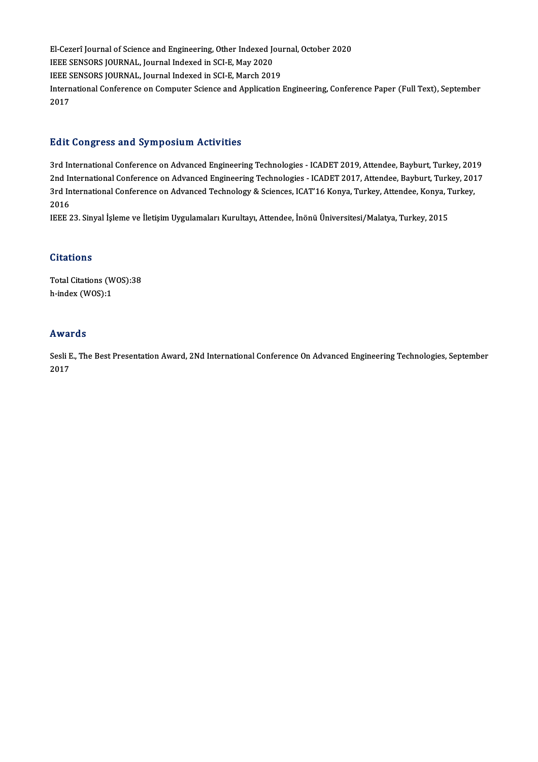El-Cezerî Journal of Science and Engineering, Other Indexed Journal, October 2020
IEEE SENSORS JOURNAL, Journal Indexed in SCI-E, May 2020
IEEE SENSORS JOURNAL, Journal Indexed in SCI-E, March 2019
International Conference on Computer Science and Application Engineering, Conference Paper (Full Text), September 2017

## Edit Congress and Symposium Activities

3rd International Conference on Advanced Engineering Technologies - ICADET 2019, Attendee, Bayburt, Turkey, 2019
2nd International Conference on Advanced Engineering Technologies - ICADET 2017, Attendee, Bayburt, Turkey, 2017
3rd International Conference on Advanced Technology & Sciences, ICAT'16 Konya, Turkey, Attendee, Konya, Turkey, 2016
IEEE 23. Sinyal İşleme ve İletişim Uygulamaları Kurultayı, Attendee, İnönü Üniversitesi/Malatya, Turkey, 2015

## Citations

Total Citations (WOS):38
h-index (WOS):1

## Awards

Sesli E., The Best Presentation Award, 2Nd International Conference On Advanced Engineering Technologies, September 2017